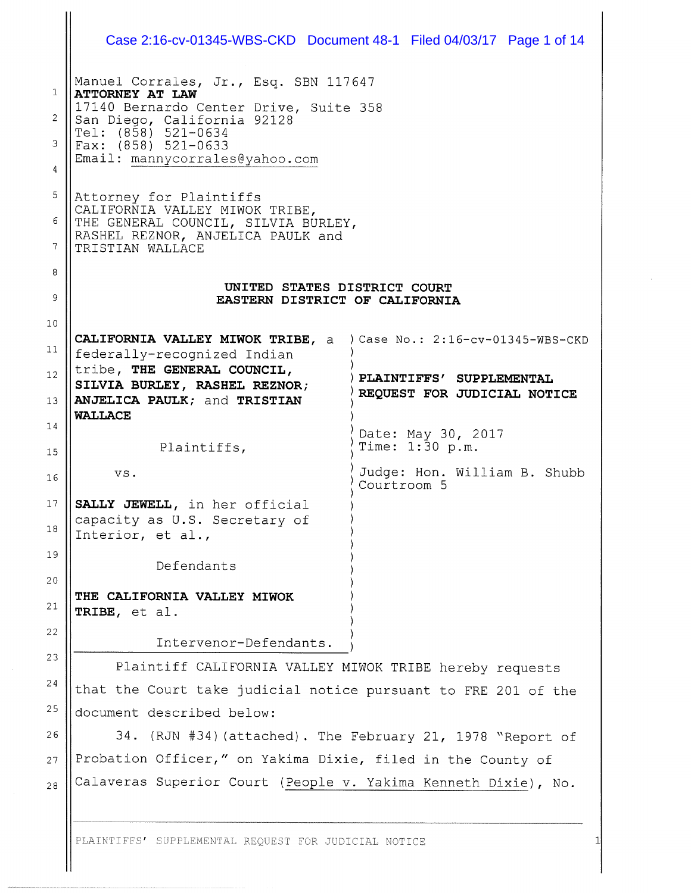Manuel Corrales, Jr., Esq. SBN 117647
**ATTORNEY AT LAW**
17140 Bernardo Center Drive, Suite 358
San Diego, California 92128
Tel: (858) 521-0634
Fax: (858) 521-0633
Email: mannycorrales@yahoo.com

Attorney for Plaintiffs
CALIFORNIA VALLEY MIWOK TRIBE,
THE GENERAL COUNCIL, SILVIA BURLEY,
RASHEL REZNOR, ANJELICA PAULK and
TRISTIAN WALLACE

**UNITED STATES DISTRICT COURT**
**EASTERN DISTRICT OF CALIFORNIA**

**CALIFORNIA VALLEY MIWOK TRIBE**, a federally-recognized Indian tribe, **THE GENERAL COUNCIL, SILVIA BURLEY, RASHEL REZNOR; ANJELICA PAULK**; and **TRISTIAN WALLACE**

Plaintiffs,

vs.

**SALLY JEWELL**, in her official capacity as U.S. Secretary of Interior, et al.,

Defendants

**THE CALIFORNIA VALLEY MIWOK TRIBE**, et al.

Intervenor-Defendants.

Case No.: 2:16-cv-01345-WBS-CKD

**PLAINTIFFS' SUPPLEMENTAL REQUEST FOR JUDICIAL NOTICE**

Date: May 30, 2017
Time: 1:30 p.m.

Judge: Hon. William B. Shubb
Courtroom 5

Plaintiff CALIFORNIA VALLEY MIWOK TRIBE hereby requests that the Court take judicial notice pursuant to FRE 201 of the document described below:

34. (RJN #34)(attached). The February 21, 1978 "Report of Probation Officer," on Yakima Dixie, filed in the County of Calaveras Superior Court (People v. Yakima Kenneth Dixie), No.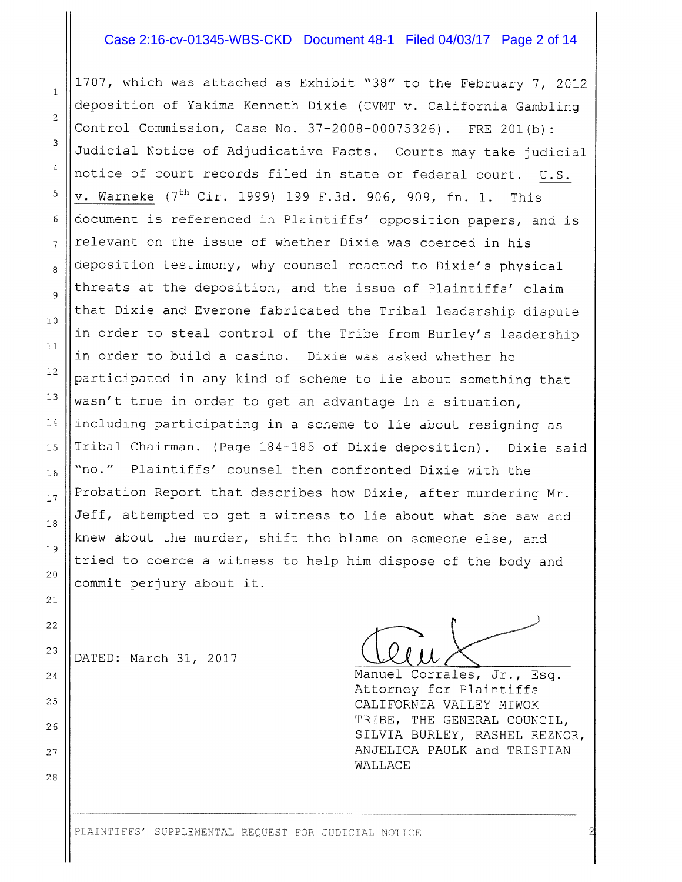1707, which was attached as Exhibit "38" to the February 7, 2012 deposition of Yakima Kenneth Dixie (CVMT v. California Gambling Control Commission, Case No. 37-2008-00075326). FRE 201(b): Judicial Notice of Adjudicative Facts. Courts may take judicial notice of court records filed in state or federal court. U.S. v. Warneke (7th Cir. 1999) 199 F.3d. 906, 909, fn. 1. This document is referenced in Plaintiffs' opposition papers, and is relevant on the issue of whether Dixie was coerced in his deposition testimony, why counsel reacted to Dixie's physical threats at the deposition, and the issue of Plaintiffs' claim that Dixie and Everone fabricated the Tribal leadership dispute in order to steal control of the Tribe from Burley's leadership in order to build a casino. Dixie was asked whether he participated in any kind of scheme to lie about something that wasn't true in order to get an advantage in a situation, including participating in a scheme to lie about resigning as Tribal Chairman. (Page 184-185 of Dixie deposition). Dixie said "no." Plaintiffs' counsel then confronted Dixie with the Probation Report that describes how Dixie, after murdering Mr. Jeff, attempted to get a witness to lie about what she saw and knew about the murder, shift the blame on someone else, and tried to coerce a witness to help him dispose of the body and commit perjury about it.

DATED: March 31, 2017

Manuel Corrales, Jr., Esq.
Attorney for Plaintiffs
CALIFORNIA VALLEY MIWOK TRIBE, THE GENERAL COUNCIL, SILVIA BURLEY, RASHEL REZNOR, ANJELICA PAULK and TRISTIAN WALLACE

PLAINTIFFS' SUPPLEMENTAL REQUEST FOR JUDICIAL NOTICE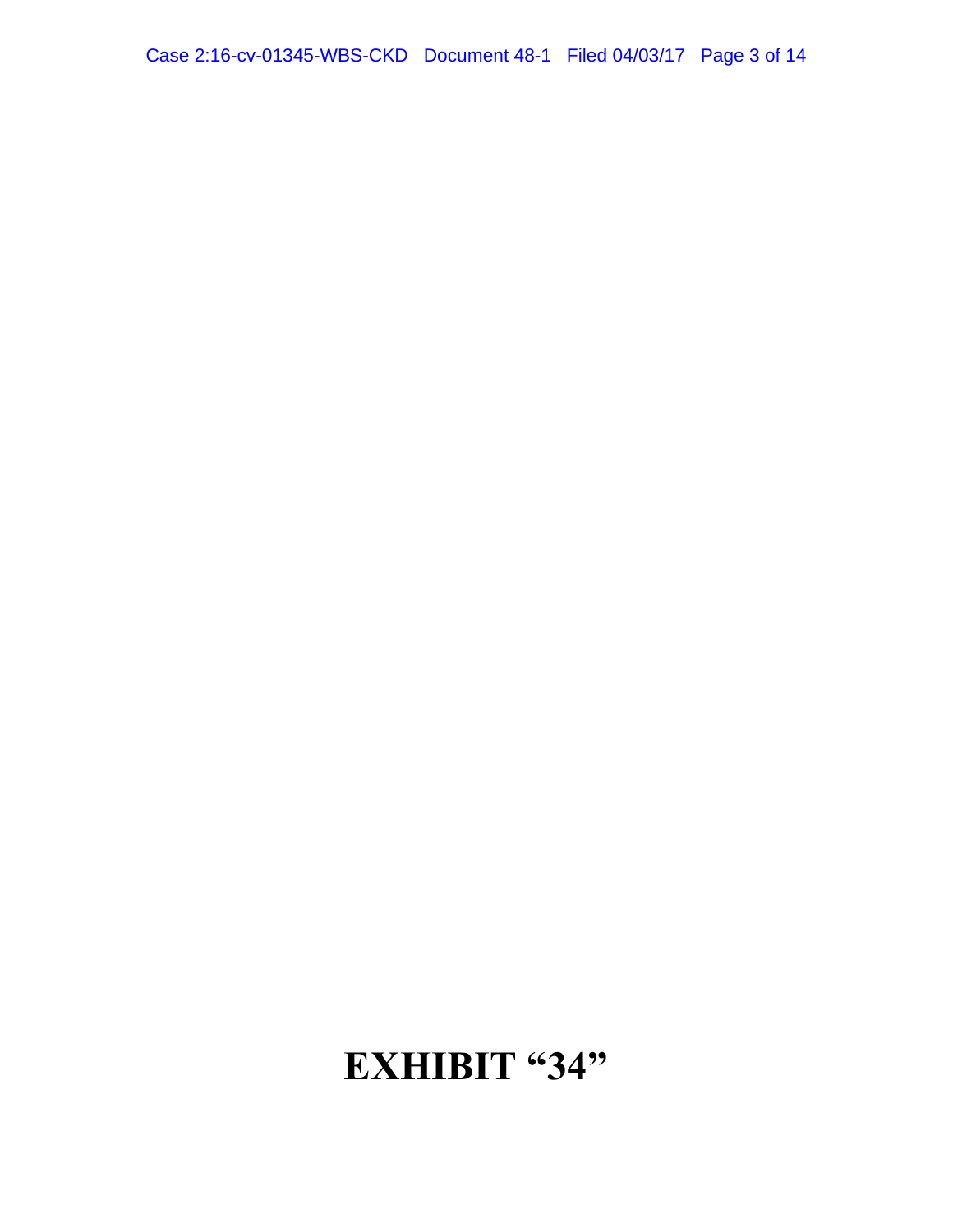# EXHIBIT "34"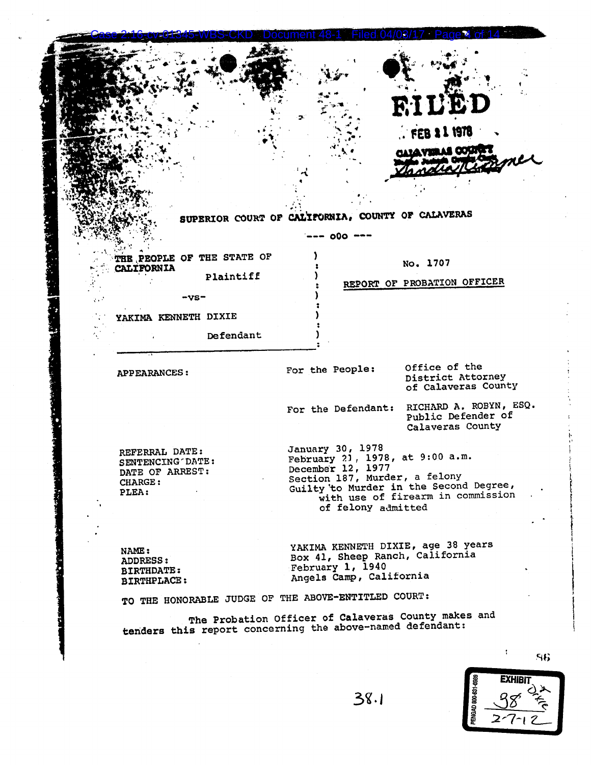FILED

FEB 21 1978

CALAVERAS COUNTY

SUPERIOR COURT OF CALIFORNIA, COUNTY OF CALAVERAS

--- oOo ---

THE PEOPLE OF THE STATE OF CALIFORNIA
Plaintiff

-vs-

YAKIMA KENNETH DIXIE
Defendant

No. 1707

REPORT OF PROBATION OFFICER

APPEARANCES:

For the People: Office of the District Attorney of Calaveras County

For the Defendant: RICHARD A. ROBYN, ESQ. Public Defender of Calaveras County

REFERRAL DATE: January 30, 1978
SENTENCING DATE: February 21, 1978, at 9:00 a.m.
DATE OF ARREST: December 12, 1977
CHARGE: Section 187, Murder, a felony
PLEA: Guilty to Murder in the Second Degree, with use of firearm in commission of felony admitted

NAME: YAKIMA KENNETH DIXIE, age 38 years
ADDRESS: Box 41, Sheep Ranch, California
BIRTHDATE: February 1, 1940
BIRTHPLACE: Angels Camp, California

TO THE HONORABLE JUDGE OF THE ABOVE-ENTITLED COURT:

The Probation Officer of Calaveras County makes and tenders this report concerning the above-named defendant:

38.1

EXHIBIT 38 Dixie 2-7-12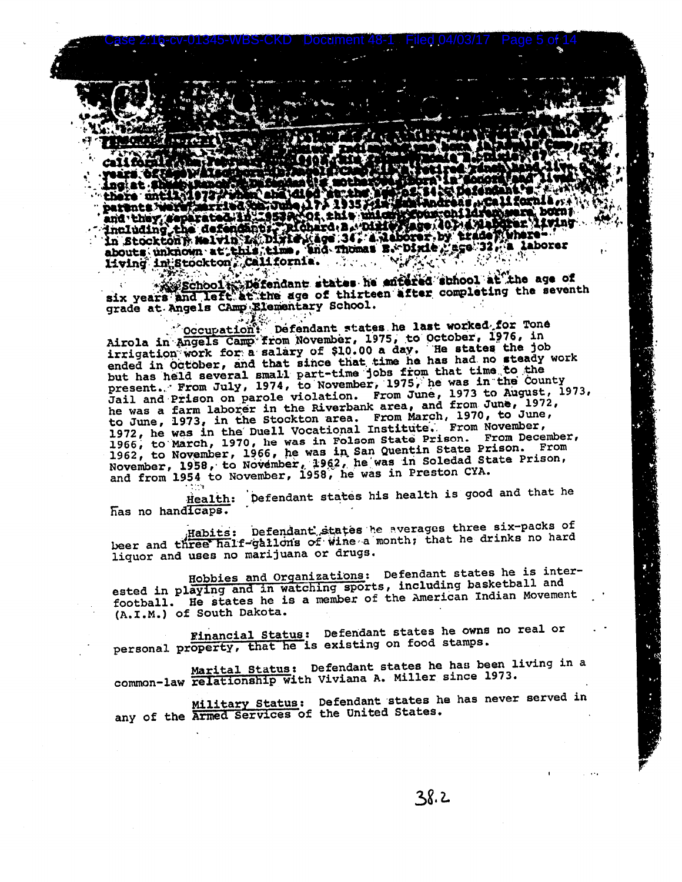Personal History: Defendant was born in Angels Camp, California, on February ..., 1940. His father ... Dixie, ... years of age, lives ... Angels Camp ... a retired ranch hand, living at ... Ranch. Defendant's mother ... born in Sonora and lived there until 1972, when she died at the age of 54. Defendant's parents were married on June 17, 1935, in San Andreas, California, and they separated in 1953. Of this union four children were born, including the defendant: Richard B. Dixie, age 40, a laborer living in Stockton; Melvin L. Dixie, age 34, a laborer by trade, whereabouts unknown at this time, and Thomas E. Dixie, age 32, a laborer living in Stockton, California.

School: Defendant states he entered school at the age of six years and left at the age of thirteen after completing the seventh grade at Angels CAmp Elementary School.

Occupation: Defendant states he last worked for Tone Airola in Angels Camp from November, 1975, to October, 1976, in irrigation work for a salary of $10.00 a day. He states the job ended in October, and that since that time he has had no steady work but has held several small part-time jobs from that time to the present. From July, 1974, to November, 1975, he was in the County Jail and Prison on parole violation. From June, 1973 to August, 1973, he was a farm laborer in the Riverbank area, and from June, 1972, to June, 1973, in the Stockton area. From March, 1970, to June, 1972, he was in the Duell Vocational Institute. From November, 1966, to March, 1970, he was in Folsom State Prison. From December, 1962, to November, 1966, he was in San Quentin State Prison. From November, 1958, to November, 1962, he was in Soledad State Prison, and from 1954 to November, 1958, he was in Preston CYA.

Health: Defendant states his health is good and that he has no handicaps.

Habits: Defendant states he averages three six-packs of beer and three half-gallons of wine a month; that he drinks no hard liquor and uses no marijuana or drugs.

Hobbies and Organizations: Defendant states he is interested in playing and in watching sports, including basketball and football. He states he is a member of the American Indian Movement (A.I.M.) of South Dakota.

Financial Status: Defendant states he owns no real or personal property, that he is existing on food stamps.

Marital Status: Defendant states he has been living in a common-law relationship with Viviana A. Miller since 1973.

Military Status: Defendant states he has never served in any of the Armed Services of the United States.

38.2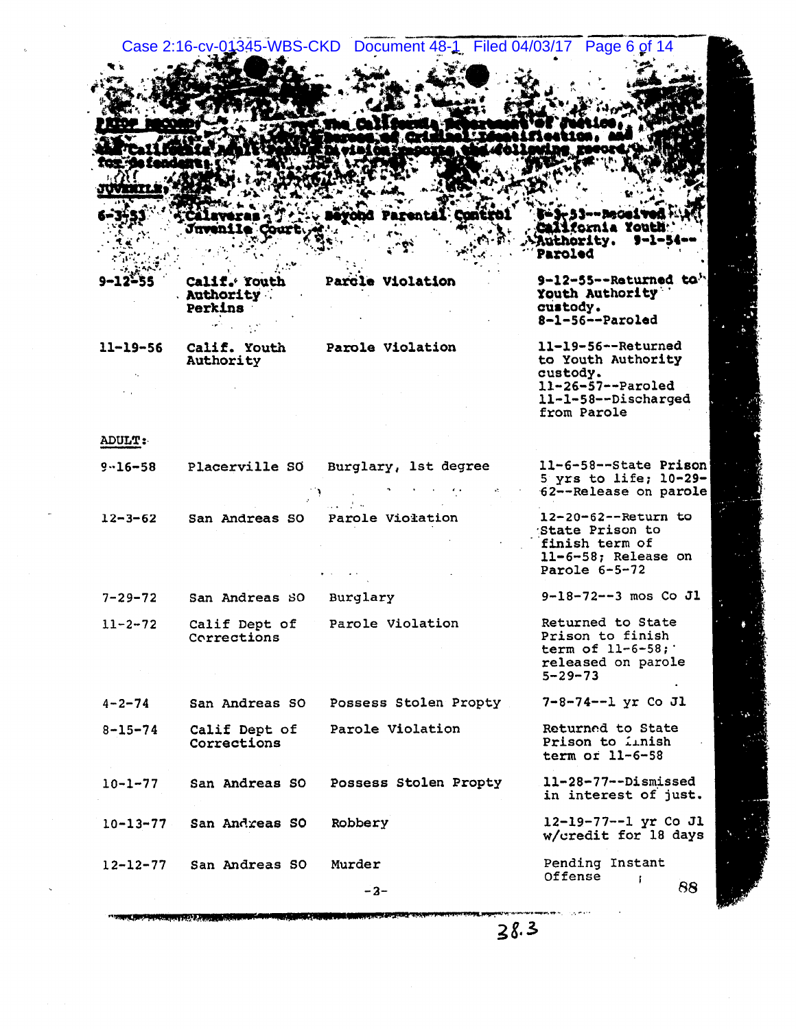**PRIOR RECORD:** The California Department of Justice, Bureau of Criminal Identification, and the California Adult Probation Division reports the following record for defendant:

**JUVENILE:**

| | | | |
|---|---|---|---|
| 6-3-53 | Calaveras Juvenile Court | Beyond Parental Control | 8-5-53--Received California Youth Authority. 9-1-54--Paroled |
| 9-12-55 | Calif. Youth Authority Perkins | Parole Violation | 9-12-55--Returned to Youth Authority custody. 8-1-56--Paroled |
| 11-19-56 | Calif. Youth Authority | Parole Violation | 11-19-56--Returned to Youth Authority custody. 11-26-57--Paroled 11-1-58--Discharged from Parole |

**ADULT:**

| | | | |
|---|---|---|---|
| 9-16-58 | Placerville SO | Burglary, 1st degree | 11-6-58--State Prison 5 yrs to life; 10-29-62--Release on parole |
| 12-3-62 | San Andreas SO | Parole Violation | 12-20-62--Return to State Prison to finish term of 11-6-58; Release on Parole 6-5-72 |
| 7-29-72 | San Andreas SO | Burglary | 9-18-72--3 mos Co Jl |
| 11-2-72 | Calif Dept of Corrections | Parole Violation | Returned to State Prison to finish term of 11-6-58; released on parole 5-29-73 |
| 4-2-74 | San Andreas SO | Possess Stolen Propty | 7-8-74--1 yr Co Jl |
| 8-15-74 | Calif Dept of Corrections | Parole Violation | Returned to State Prison to finish term of 11-6-58 |
| 10-1-77 | San Andreas SO | Possess Stolen Propty | 11-28-77--Dismissed in interest of just. |
| 10-13-77 | San Andreas SO | Robbery | 12-19-77--1 yr Co Jl w/credit for 18 days |
| 12-12-77 | San Andreas SO | Murder | Pending Instant Offense |

-2-

88

38.3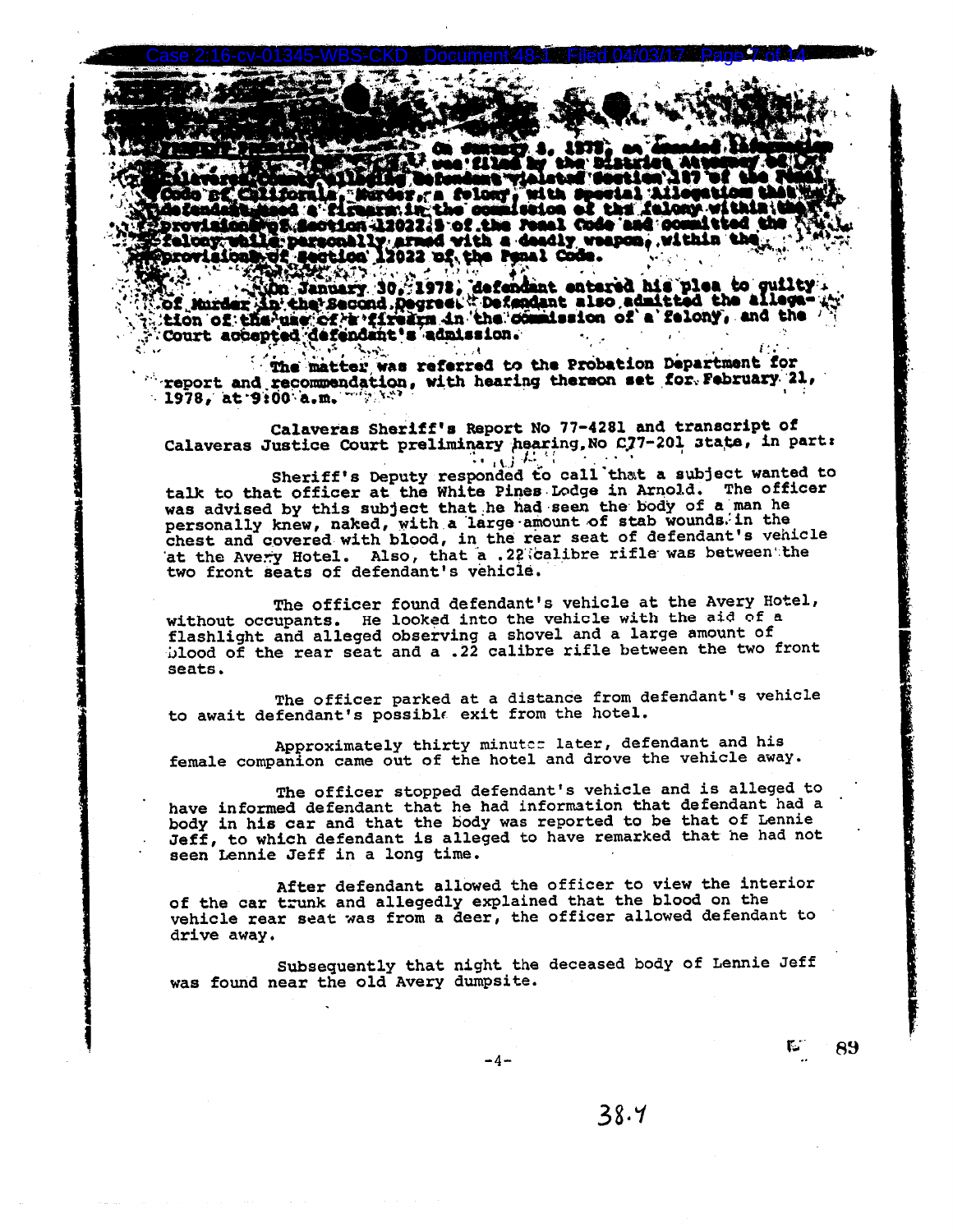PRESENT OFFENSE: On January 4, 1978, an Amended Information was filed by the District Attorney of the Calaveras County alleging defendant violated Section 187 of the Penal Code of California, Murder, a felony, with Special Allegation that the defendant used a firearm in the commission of the felony within the provisions of Section 12022.5 of the Penal Code and committed the felony while personally armed with a deadly weapon, within the provisions of Section 12022 of the Penal Code.

On January 30, 1978, defendant entered his plea to guilty of Murder in the Second Degree. Defendant also admitted the allegation of the use of a firearm in the commission of a felony, and the Court accepted defendant's admission.

The matter was referred to the Probation Department for report and recommendation, with hearing thereon set for February 21, 1978, at 9:00 a.m.

Calaveras Sheriff's Report No 77-4281 and transcript of Calaveras Justice Court preliminary hearing, No C77-201 state, in part:

Sheriff's Deputy responded to call that a subject wanted to talk to that officer at the White Pines Lodge in Arnold. The officer was advised by this subject that he had seen the body of a man he personally knew, naked, with a large amount of stab wounds in the chest and covered with blood, in the rear seat of defendant's vehicle at the Avery Hotel. Also, that a .22 calibre rifle was between the two front seats of defendant's vehicle.

The officer found defendant's vehicle at the Avery Hotel, without occupants. He looked into the vehicle with the aid of a flashlight and alleged observing a shovel and a large amount of blood of the rear seat and a .22 calibre rifle between the two front seats.

The officer parked at a distance from defendant's vehicle to await defendant's possible exit from the hotel.

Approximately thirty minutes later, defendant and his female companion came out of the hotel and drove the vehicle away.

The officer stopped defendant's vehicle and is alleged to have informed defendant that he had information that defendant had a body in his car and that the body was reported to be that of Lennie Jeff, to which defendant is alleged to have remarked that he had not seen Lennie Jeff in a long time.

After defendant allowed the officer to view the interior of the car trunk and allegedly explained that the blood on the vehicle rear seat was from a deer, the officer allowed defendant to drive away.

Subsequently that night the deceased body of Lennie Jeff was found near the old Avery dumpsite.

-4-

89

38.4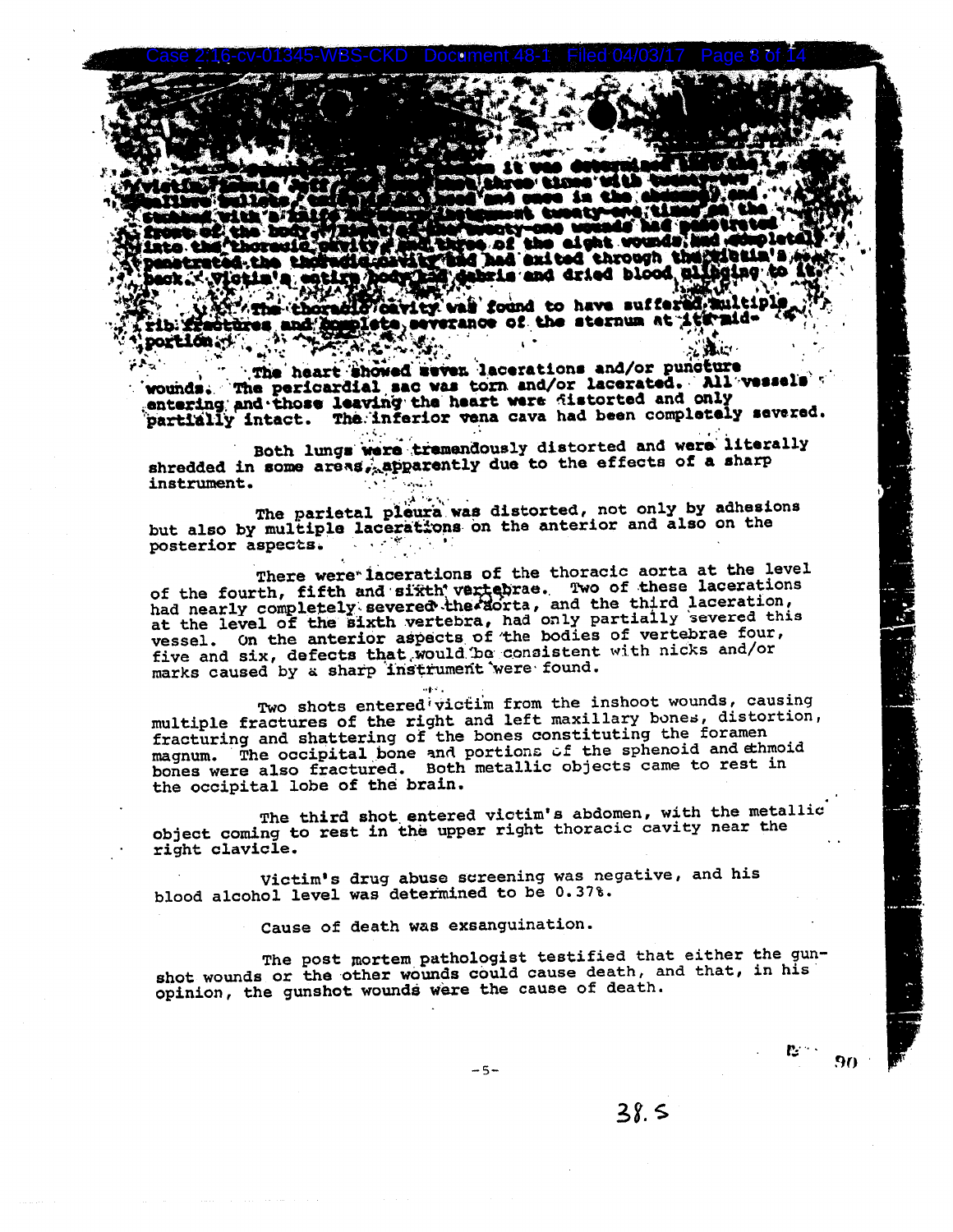. . . . . . . . . . . . . . . . . . . . . . it was determined that the victim . . . . . . . . . . . . . . . . . three times with twenty-two caliber bullets, . . . . . . . . . . head and once in the abdomen, and stabbed with a knife . . . . . . . . . instrument twenty-one times in the front of the body. . . . . . . . . . twenty-one wounds had penetrated into the thoracic cavity, and three of the eight wounds had completely penetrated the thoracic cavity and had exited through the victim's back. Victim's entire body had debris and dried blood clinging to it.

The thoracic cavity was found to have suffered multiple rib fractures and complete severance of the sternum at its mid-portion.

The heart showed seven lacerations and/or puncture wounds. The pericardial sac was torn and/or lacerated. All vessels entering and those leaving the heart were distorted and only partially intact. The inferior vena cava had been completely severed.

Both lungs were tremendously distorted and were literally shredded in some areas, apparently due to the effects of a sharp instrument.

The parietal pleura was distorted, not only by adhesions but also by multiple lacerations on the anterior and also on the posterior aspects.

There were lacerations of the thoracic aorta at the level of the fourth, fifth and sixth vertebrae. Two of these lacerations had nearly completely severed the aorta, and the third laceration, at the level of the sixth vertebra, had only partially severed this vessel. On the anterior aspects of the bodies of vertebrae four, five and six, defects that would be consistent with nicks and/or marks caused by a sharp instrument were found.

Two shots entered victim from the inshoot wounds, causing multiple fractures of the right and left maxillary bones, distortion, fracturing and shattering of the bones constituting the foramen magnum. The occipital bone and portions of the sphenoid and ethmoid bones were also fractured. Both metallic objects came to rest in the occipital lobe of the brain.

The third shot entered victim's abdomen, with the metallic object coming to rest in the upper right thoracic cavity near the right clavicle.

Victim's drug abuse screening was negative, and his blood alcohol level was determined to be 0.37%.

Cause of death was exsanguination.

The post mortem pathologist testified that either the gunshot wounds or the other wounds could cause death, and that, in his opinion, the gunshot wounds were the cause of death.

38.5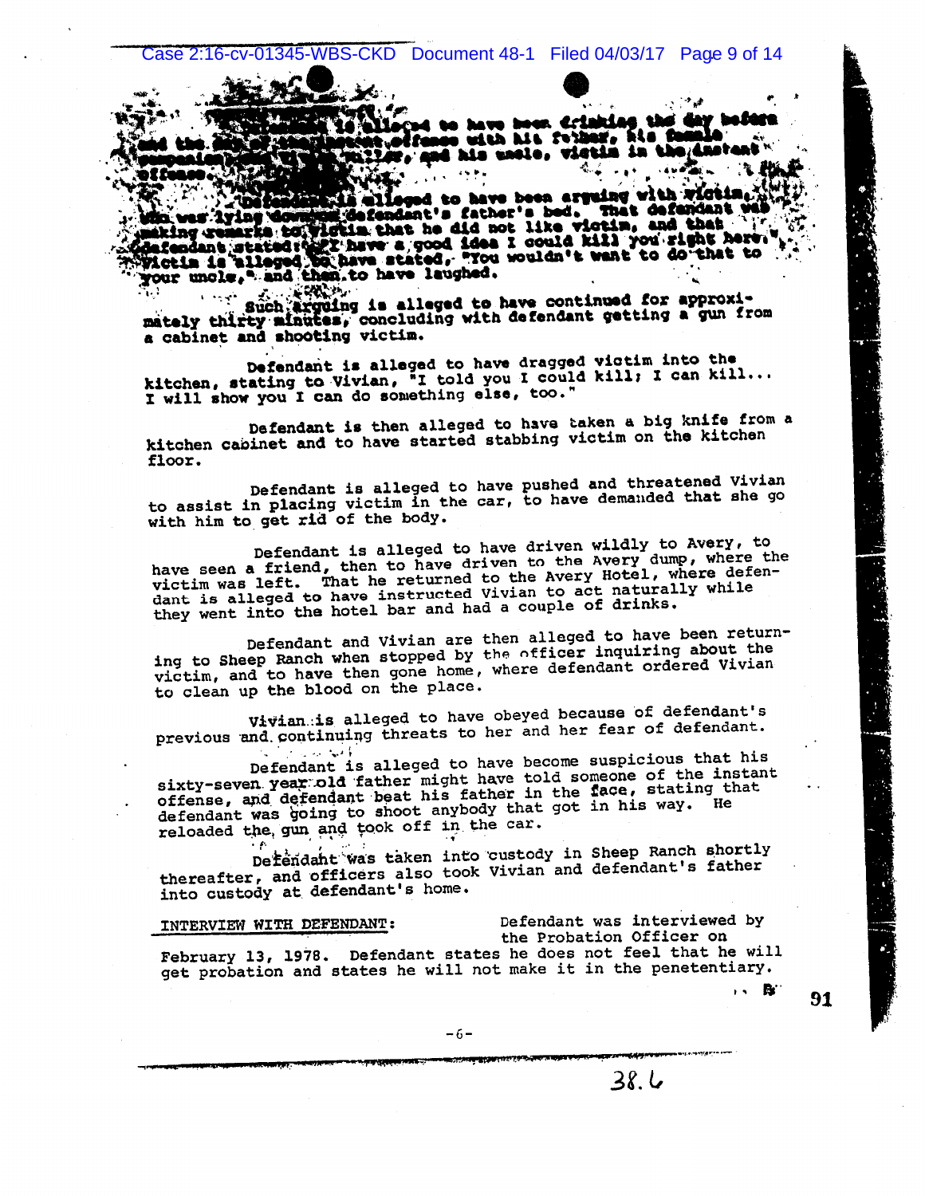Defendant is alleged to have been drinking the day before and the day of the instant offense with his father, his female companion, Vivian Miller, and his uncle, victim in the instant offense.

Defendant is alleged to have been arguing with victim, who was lying down on defendant's father's bed. That defendant was making remarks to victim that he did not like victim, and that defendant stated: "I have a good idea I could kill you right here." Victim is alleged to have stated, "You wouldn't want to do that to your uncle," and then to have laughed.

Such arguing is alleged to have continued for approximately thirty minutes, concluding with defendant getting a gun from a cabinet and shooting victim.

Defendant is alleged to have dragged victim into the kitchen, stating to Vivian, "I told you I could kill; I can kill... I will show you I can do something else, too."

Defendant is then alleged to have taken a big knife from a kitchen cabinet and to have started stabbing victim on the kitchen floor.

Defendant is alleged to have pushed and threatened Vivian to assist in placing victim in the car, to have demanded that she go with him to get rid of the body.

Defendant is alleged to have driven wildly to Avery, to have seen a friend, then to have driven to the Avery dump, where the victim was left. That he returned to the Avery Hotel, where defendant is alleged to have instructed Vivian to act naturally while they went into the hotel bar and had a couple of drinks.

Defendant and Vivian are then alleged to have been returning to Sheep Ranch when stopped by the officer inquiring about the victim, and to have then gone home, where defendant ordered Vivian to clean up the blood on the place.

Vivian is alleged to have obeyed because of defendant's previous and continuing threats to her and her fear of defendant.

Defendant is alleged to have become suspicious that his sixty-seven year old father might have told someone of the instant offense, and defendant beat his father in the face, stating that defendant was going to shoot anybody that got in his way. He reloaded the gun and took off in the car.

Defendant was taken into custody in Sheep Ranch shortly thereafter, and officers also took Vivian and defendant's father into custody at defendant's home.

INTERVIEW WITH DEFENDANT: Defendant was interviewed by the Probation Officer on February 13, 1978. Defendant states he does not feel that he will get probation and states he will not make it in the penetentiary.

91

-6-

38.6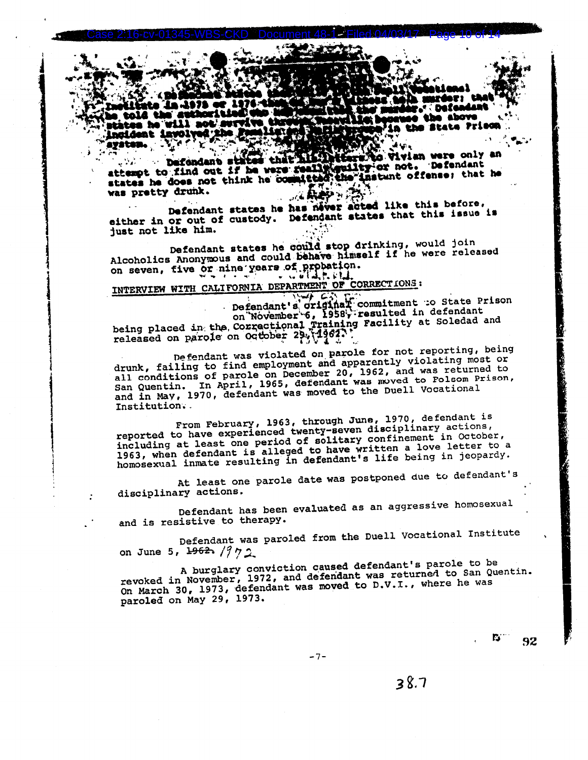(Defendant states ... Duell Vocational Institute in 1975 or 1976 ... murder; that he told the authorities ... the murder." Defendant states he will not survive ... because the above incident involved the ... in the State Prison system.

Defendant states that his letters to Vivian were only an attempt to find out if he were really guilty or not. Defendant states he does not think he committed the instant offense; that he was pretty drunk.

Defendant states he has never acted like this before, either in or out of custody. Defendant states that this issue is just not like him.

Defendant states he could stop drinking, would join Alcoholics Anonymous and could behave himself if he were released on seven, five or nine years of probation.

INTERVIEW WITH CALIFORNIA DEPARTMENT OF CORRECTIONS:

Defendant's original commitment to State Prison on November 6, 1958, resulted in defendant being placed in the Correctional Training Facility at Soledad and released on parole on October 29, 1962.

Defendant was violated on parole for not reporting, being drunk, failing to find employment and apparently violating most or all conditions of parole on December 20, 1962, and was returned to San Quentin. In April, 1965, defendant was moved to Folsom Prison, and in May, 1970, defendant was moved to the Duell Vocational Institution.

From February, 1963, through June, 1970, defendant is reported to have experienced twenty-seven disciplinary actions, including at least one period of solitary confinement in October, 1963, when defendant is alleged to have written a love letter to a homosexual inmate resulting in defendant's life being in jeopardy.

At least one parole date was postponed due to defendant's disciplinary actions.

Defendant has been evaluated as an aggressive homosexual and is resistive to therapy.

Defendant was paroled from the Duell Vocational Institute on June 5, ~~1962.~~ 1972.

A burglary conviction caused defendant's parole to be revoked in November, 1972, and defendant was returned to San Quentin. On March 30, 1973, defendant was moved to D.V.I., where he was paroled on May 29, 1973.

92

38.7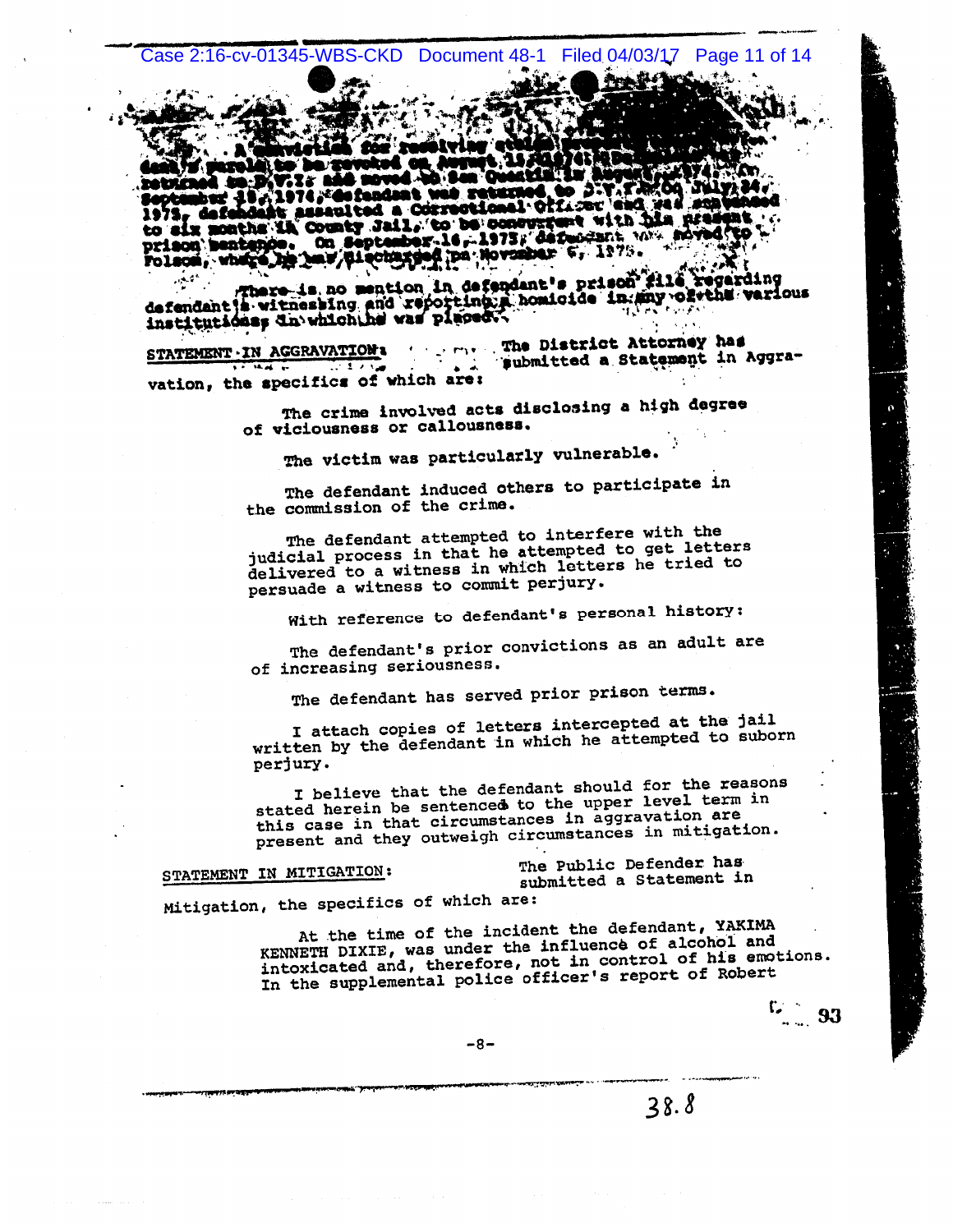A conviction for receiving stolen property resulted in defendant's parole to be revoked on August 15, 1974. Defendant was returned to D.V.I. and moved to San Quentin in August 1974. On September 19, 1974, defendant was returned to D.V.I. On July 24, 1975, defendant assaulted a Correctional Officer and was sentenced to six months in County Jail, to be concurrent with his present prison sentence. On September 16, 1975, defendant was moved to Folsom, where he was discharged on November 6, 1975.

There is no mention in defendant's prison file regarding defendant's witnessing and reporting a homicide in any of the various institutions in which he was placed.

STATEMENT IN AGGRAVATION: The District Attorney has submitted a Statement in Aggravation, the specifics of which are:

The crime involved acts disclosing a high degree of viciousness or callousness.

The victim was particularly vulnerable.

The defendant induced others to participate in the commission of the crime.

The defendant attempted to interfere with the judicial process in that he attempted to get letters delivered to a witness in which letters he tried to persuade a witness to commit perjury.

With reference to defendant's personal history:

The defendant's prior convictions as an adult are of increasing seriousness.

The defendant has served prior prison terms.

I attach copies of letters intercepted at the jail written by the defendant in which he attempted to suborn perjury.

I believe that the defendant should for the reasons stated herein be sentenced to the upper level term in this case in that circumstances in aggravation are present and they outweigh circumstances in mitigation.

STATEMENT IN MITIGATION: The Public Defender has submitted a Statement in Mitigation, the specifics of which are:

At the time of the incident the defendant, YAKIMA KENNETH DIXIE, was under the influence of alcohol and intoxicated and, therefore, not in control of his emotions. In the supplemental police officer's report of Robert

C 93

-8-

38.8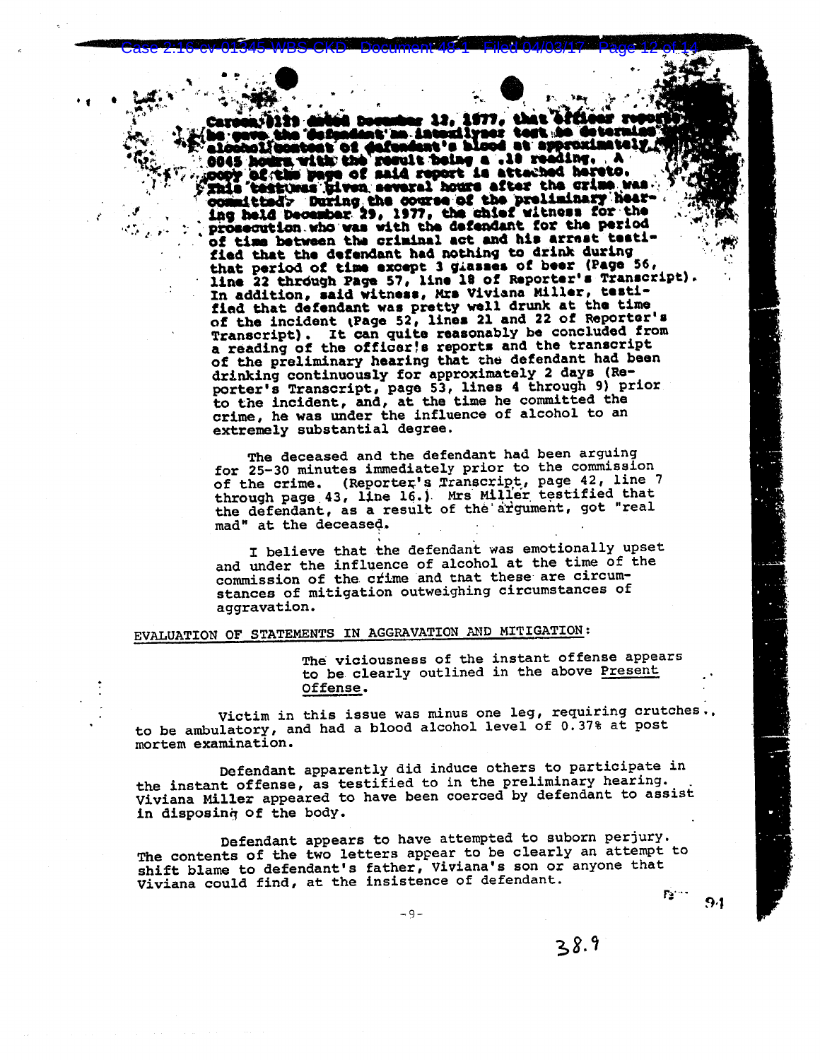Carson 0129 dated December 12, 1977, that officer reports he gave the defendant an intoxilyzer test to determine alcohol content of defendant's blood at approximately 0045 hours with the result being a .18 reading. A copy of the page of said report is attached hereto. This test was given several hours after the crime was committed. During the course of the preliminary hearing held December 29, 1977, the chief witness for the prosecution who was with the defendant for the period of time between the criminal act and his arrest testified that the defendant had nothing to drink during that period of time except 3 glasses of beer (Page 56, line 22 through Page 57, line 18 of Reporter's Transcript). In addition, said witness, Mrs Viviana Miller, testified that defendant was pretty well drunk at the time of the incident (Page 52, lines 21 and 22 of Reporter's Transcript). It can quite reasonably be concluded from a reading of the officer's reports and the transcript of the preliminary hearing that the defendant had been drinking continuously for approximately 2 days (Reporter's Transcript, page 53, lines 4 through 9) prior to the incident, and, at the time he committed the crime, he was under the influence of alcohol to an extremely substantial degree.

The deceased and the defendant had been arguing for 25-30 minutes immediately prior to the commission of the crime. (Reporter's Transcript, page 42, line 7 through page 43, line 16.) Mrs Miller testified that the defendant, as a result of the argument, got "real mad" at the deceased.

I believe that the defendant was emotionally upset and under the influence of alcohol at the time of the commission of the crime and that these are circumstances of mitigation outweighing circumstances of aggravation.

## EVALUATION OF STATEMENTS IN AGGRAVATION AND MITIGATION:

The viciousness of the instant offense appears to be clearly outlined in the above <u>Present Offense</u>.

Victim in this issue was minus one leg, requiring crutches, to be ambulatory, and had a blood alcohol level of 0.37% at post mortem examination.

Defendant apparently did induce others to participate in the instant offense, as testified to in the preliminary hearing. Viviana Miller appeared to have been coerced by defendant to assist in disposing of the body.

Defendant appears to have attempted to suborn perjury. The contents of the two letters appear to be clearly an attempt to shift blame to defendant's father, Viviana's son or anyone that Viviana could find, at the insistence of defendant.

38.9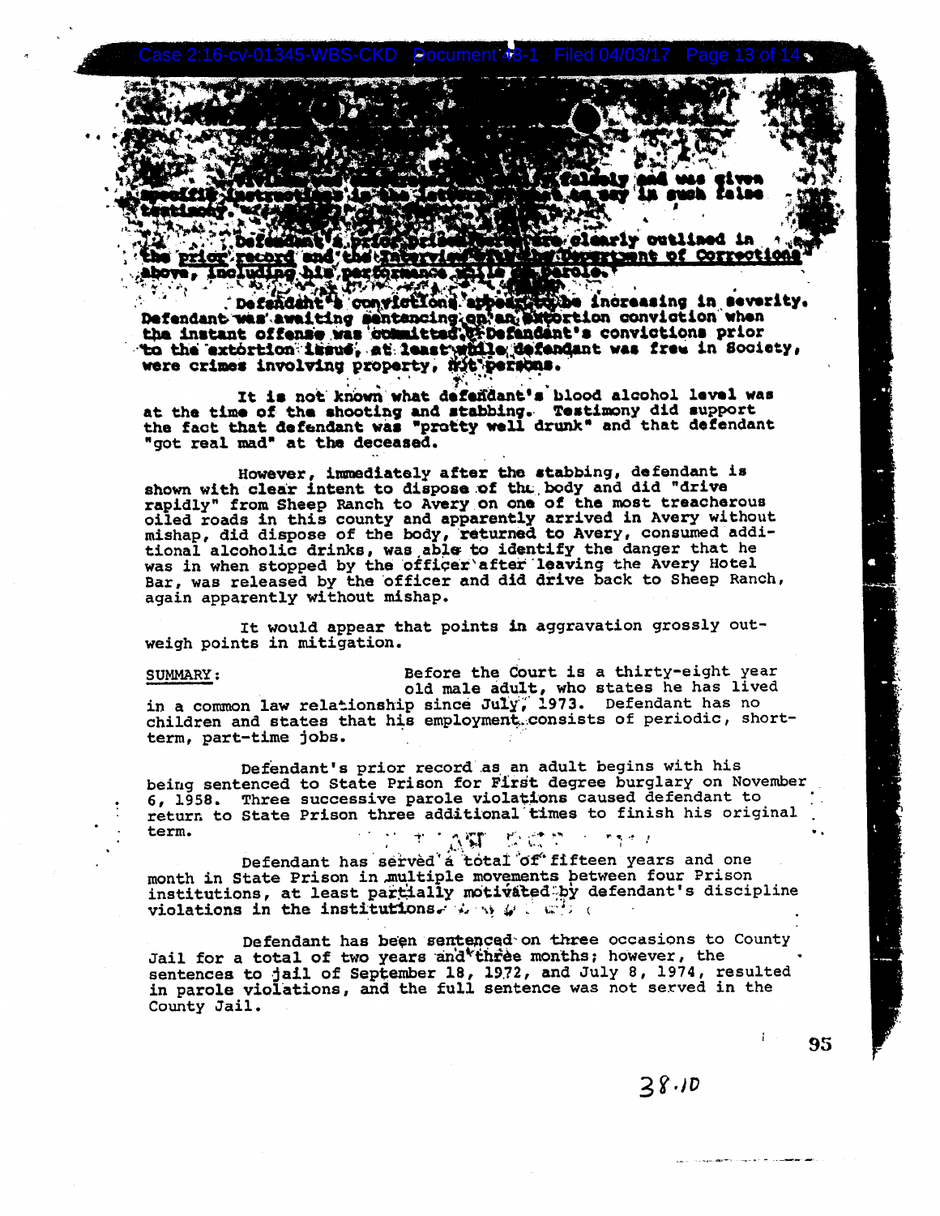falsely and was given specific instructions in the letter as to say in such false testimony.

Defendant's prior prison record are clearly outlined in the prior record and the interview with the Department of Corrections above, including his performance while on parole.

Defendant's convictions appear to be increasing in severity. Defendant was awaiting sentencing on an extortion conviction when the instant offense was committed. Defendant's convictions prior to the extortion issue, at least while defendant was free in Society, were crimes involving property, not persons.

It is not known what defendant's blood alcohol level was at the time of the shooting and stabbing. Testimony did support the fact that defendant was "pretty well drunk" and that defendant "got real mad" at the deceased.

However, immediately after the stabbing, defendant is shown with clear intent to dispose of the body and did "drive rapidly" from Sheep Ranch to Avery on one of the most treacherous oiled roads in this county and apparently arrived in Avery without mishap, did dispose of the body, returned to Avery, consumed additional alcoholic drinks, was able to identify the danger that he was in when stopped by the officer after leaving the Avery Hotel Bar, was released by the officer and did drive back to Sheep Ranch, again apparently without mishap.

It would appear that points in aggravation grossly outweigh points in mitigation.

SUMMARY: Before the Court is a thirty-eight year old male adult, who states he has lived in a common law relationship since July, 1973. Defendant has no children and states that his employment consists of periodic, short-term, part-time jobs.

Defendant's prior record as an adult begins with his being sentenced to State Prison for First degree burglary on November 6, 1958. Three successive parole violations caused defendant to return to State Prison three additional times to finish his original term.

Defendant has served a total of fifteen years and one month in State Prison in multiple movements between four Prison institutions, at least partially motivated by defendant's discipline violations in the institutions.

Defendant has been sentenced on three occasions to County Jail for a total of two years and three months; however, the sentences to jail of September 18, 1972, and July 8, 1974, resulted in parole violations, and the full sentence was not served in the County Jail.

38.10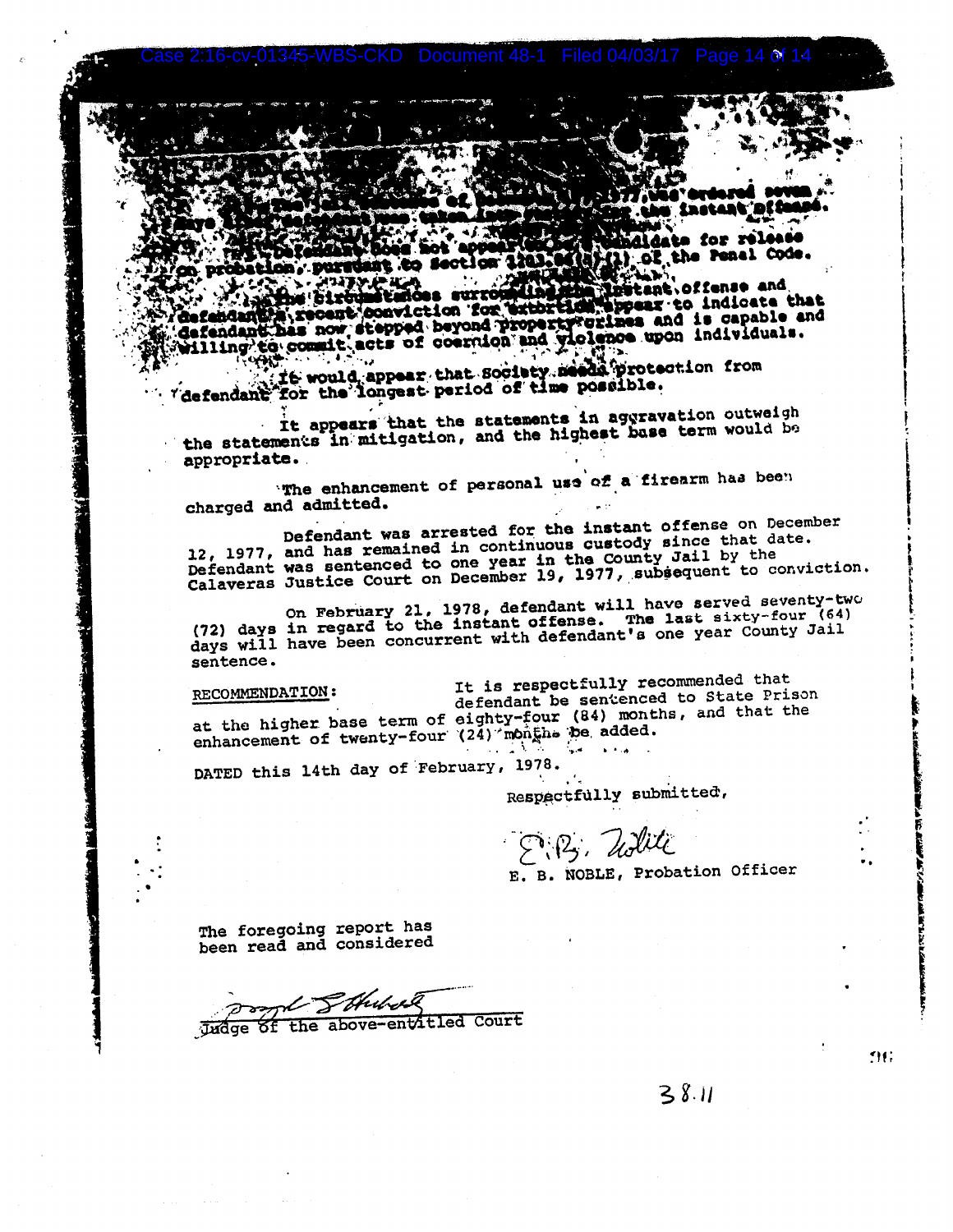...was ordered seven ... the instant offense. ... days ... The Defendant does not appear ... candidate for release on probation, pursuant to Section 1203.06(a)(1) of the Penal Code.

The circumstances surrounding the instant offense and defendant's recent conviction for extortion appear to indicate that defendant has now stepped beyond property crimes and is capable and willing to commit acts of coercion and violence upon individuals.

It would appear that Society needs protection from defendant for the longest period of time possible.

It appears that the statements in aggravation outweigh the statements in mitigation, and the highest base term would be appropriate.

The enhancement of personal use of a firearm has been charged and admitted.

Defendant was arrested for the instant offense on December 12, 1977, and has remained in continuous custody since that date. Defendant was sentenced to one year in the County Jail by the Calaveras Justice Court on December 19, 1977, subsequent to conviction.

On February 21, 1978, defendant will have served seventy-two (72) days in regard to the instant offense. The last sixty-four (64) days will have been concurrent with defendant's one year County Jail sentence.

RECOMMENDATION: It is respectfully recommended that defendant be sentenced to State Prison at the higher base term of eighty-four (84) months, and that the enhancement of twenty-four (24) months be added.

DATED this 14th day of February, 1978.

Respectfully submitted,

E. B. Noble

E. B. NOBLE, Probation Officer

The foregoing report has been read and considered

Joseph S. Huberty

Judge of the above-entitled Court

38.11